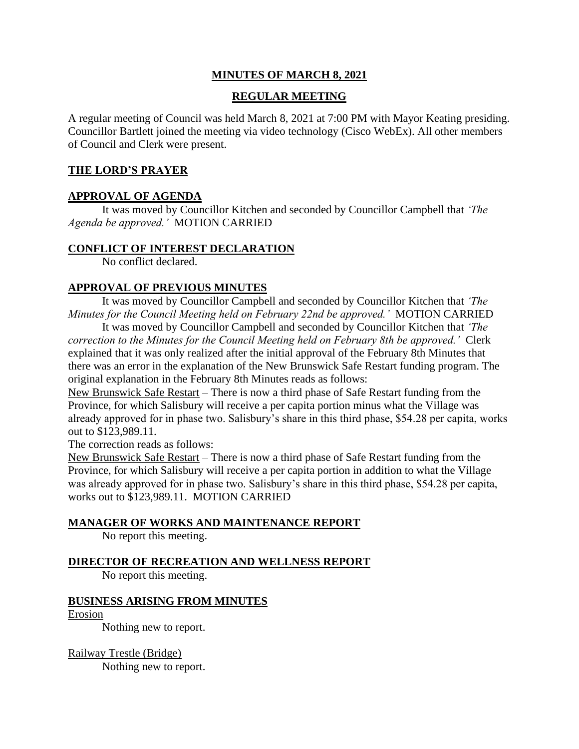# **MINUTES OF MARCH 8, 2021**

## **REGULAR MEETING**

A regular meeting of Council was held March 8, 2021 at 7:00 PM with Mayor Keating presiding. Councillor Bartlett joined the meeting via video technology (Cisco WebEx). All other members of Council and Clerk were present.

### **THE LORD'S PRAYER**

### **APPROVAL OF AGENDA**

It was moved by Councillor Kitchen and seconded by Councillor Campbell that *'The Agenda be approved.'* MOTION CARRIED

### **CONFLICT OF INTEREST DECLARATION**

No conflict declared.

### **APPROVAL OF PREVIOUS MINUTES**

It was moved by Councillor Campbell and seconded by Councillor Kitchen that *'The Minutes for the Council Meeting held on February 22nd be approved.'* MOTION CARRIED

It was moved by Councillor Campbell and seconded by Councillor Kitchen that *'The correction to the Minutes for the Council Meeting held on February 8th be approved.'* Clerk explained that it was only realized after the initial approval of the February 8th Minutes that there was an error in the explanation of the New Brunswick Safe Restart funding program. The original explanation in the February 8th Minutes reads as follows:

New Brunswick Safe Restart – There is now a third phase of Safe Restart funding from the Province, for which Salisbury will receive a per capita portion minus what the Village was already approved for in phase two. Salisbury's share in this third phase, $54.28 per capita, works out to $123,989.11.

The correction reads as follows:

New Brunswick Safe Restart – There is now a third phase of Safe Restart funding from the Province, for which Salisbury will receive a per capita portion in addition to what the Village was already approved for in phase two. Salisbury's share in this third phase, $54.28 per capita, works out to $123,989.11. MOTION CARRIED

### **MANAGER OF WORKS AND MAINTENANCE REPORT**

No report this meeting.

### **DIRECTOR OF RECREATION AND WELLNESS REPORT**

No report this meeting.

### **BUSINESS ARISING FROM MINUTES**

Erosion

Nothing new to report.

Railway Trestle (Bridge)

Nothing new to report.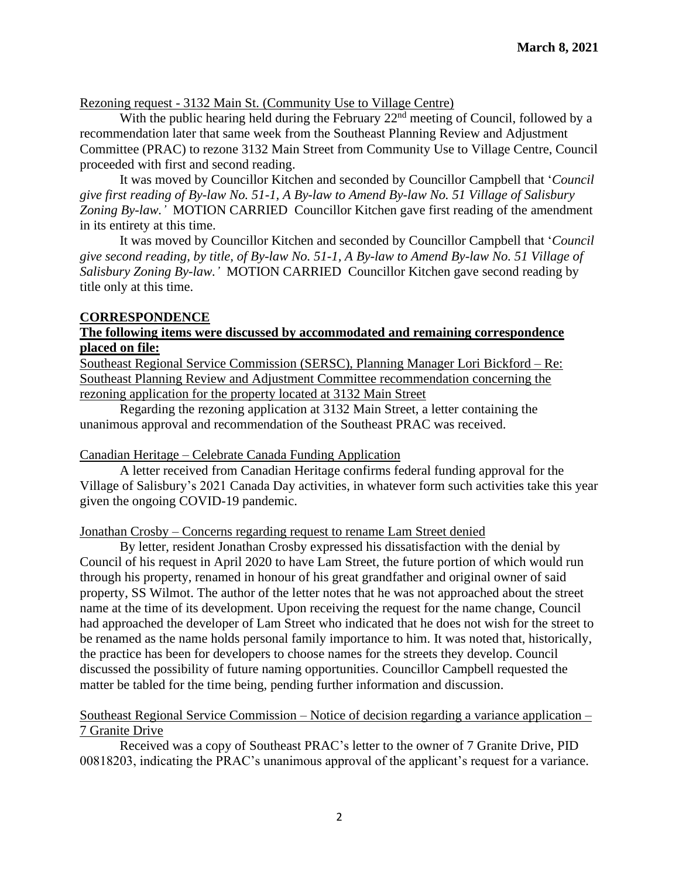**March 8, 2021**

<u>Rezoning request - 3132 Main St. (Community Use to Village Centre)</u>

With the public hearing held during the February 22nd meeting of Council, followed by a recommendation later that same week from the Southeast Planning Review and Adjustment Committee (PRAC) to rezone 3132 Main Street from Community Use to Village Centre, Council proceeded with first and second reading.

It was moved by Councillor Kitchen and seconded by Councillor Campbell that '*Council give first reading of By-law No. 51-1, A By-law to Amend By-law No. 51 Village of Salisbury Zoning By-law.'* MOTION CARRIED Councillor Kitchen gave first reading of the amendment in its entirety at this time.

It was moved by Councillor Kitchen and seconded by Councillor Campbell that '*Council give second reading, by title, of By-law No. 51-1, A By-law to Amend By-law No. 51 Village of Salisbury Zoning By-law.'* MOTION CARRIED Councillor Kitchen gave second reading by title only at this time.

## CORRESPONDENCE

**The following items were discussed by accommodated and remaining correspondence placed on file:**

<u>Southeast Regional Service Commission (SERSC), Planning Manager Lori Bickford – Re: Southeast Planning Review and Adjustment Committee recommendation concerning the rezoning application for the property located at 3132 Main Street</u>

Regarding the rezoning application at 3132 Main Street, a letter containing the unanimous approval and recommendation of the Southeast PRAC was received.

<u>Canadian Heritage – Celebrate Canada Funding Application</u>

A letter received from Canadian Heritage confirms federal funding approval for the Village of Salisbury's 2021 Canada Day activities, in whatever form such activities take this year given the ongoing COVID-19 pandemic.

<u>Jonathan Crosby – Concerns regarding request to rename Lam Street denied</u>

By letter, resident Jonathan Crosby expressed his dissatisfaction with the denial by Council of his request in April 2020 to have Lam Street, the future portion of which would run through his property, renamed in honour of his great grandfather and original owner of said property, SS Wilmot. The author of the letter notes that he was not approached about the street name at the time of its development. Upon receiving the request for the name change, Council had approached the developer of Lam Street who indicated that he does not wish for the street to be renamed as the name holds personal family importance to him. It was noted that, historically, the practice has been for developers to choose names for the streets they develop. Council discussed the possibility of future naming opportunities. Councillor Campbell requested the matter be tabled for the time being, pending further information and discussion.

<u>Southeast Regional Service Commission – Notice of decision regarding a variance application – 7 Granite Drive</u>

Received was a copy of Southeast PRAC's letter to the owner of 7 Granite Drive, PID 00818203, indicating the PRAC's unanimous approval of the applicant's request for a variance.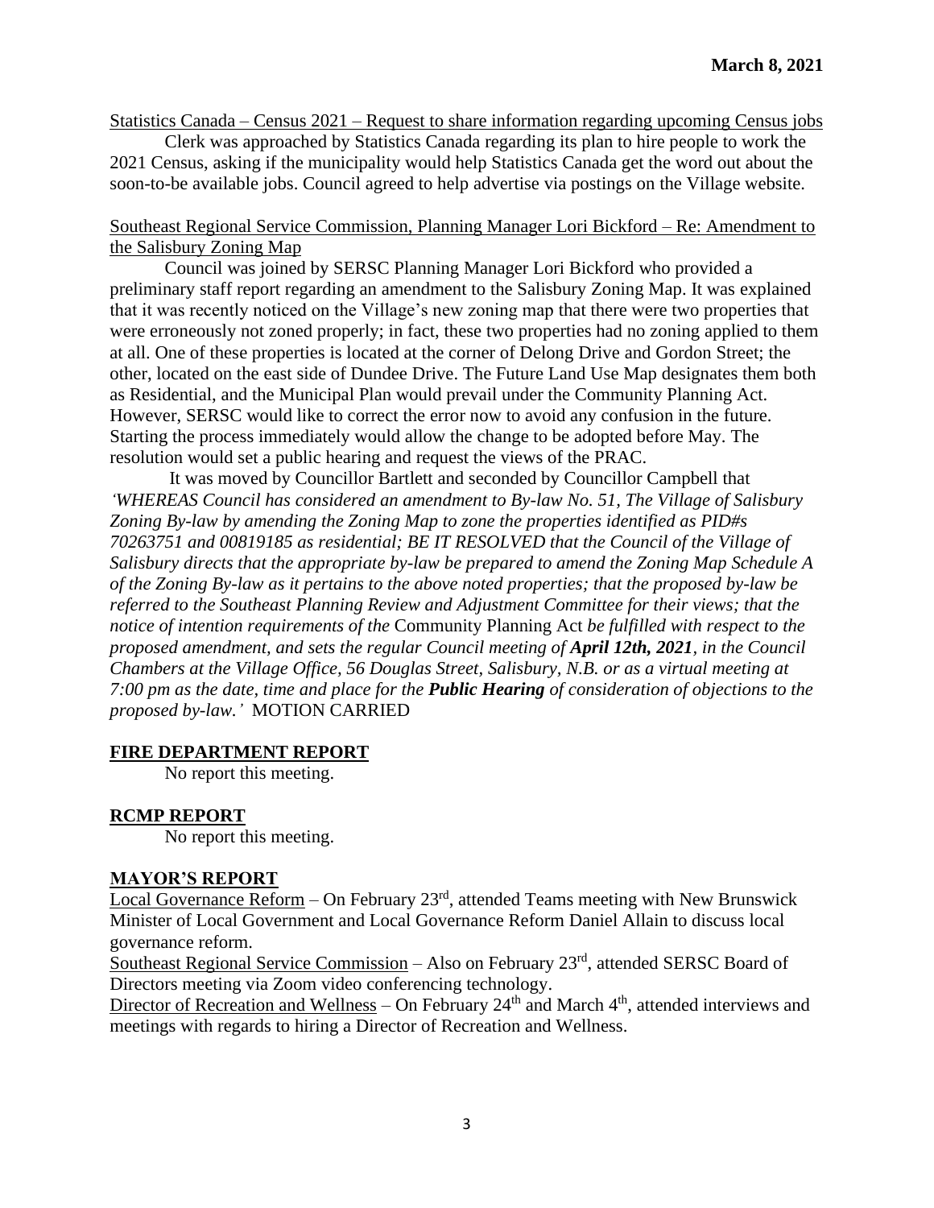**March 8, 2021**

Statistics Canada – Census 2021 – Request to share information regarding upcoming Census jobs

Clerk was approached by Statistics Canada regarding its plan to hire people to work the 2021 Census, asking if the municipality would help Statistics Canada get the word out about the soon-to-be available jobs. Council agreed to help advertise via postings on the Village website.

Southeast Regional Service Commission, Planning Manager Lori Bickford – Re: Amendment to the Salisbury Zoning Map

Council was joined by SERSC Planning Manager Lori Bickford who provided a preliminary staff report regarding an amendment to the Salisbury Zoning Map. It was explained that it was recently noticed on the Village's new zoning map that there were two properties that were erroneously not zoned properly; in fact, these two properties had no zoning applied to them at all. One of these properties is located at the corner of Delong Drive and Gordon Street; the other, located on the east side of Dundee Drive. The Future Land Use Map designates them both as Residential, and the Municipal Plan would prevail under the Community Planning Act. However, SERSC would like to correct the error now to avoid any confusion in the future. Starting the process immediately would allow the change to be adopted before May. The resolution would set a public hearing and request the views of the PRAC.

It was moved by Councillor Bartlett and seconded by Councillor Campbell that *'WHEREAS Council has considered an amendment to By-law No. 51, The Village of Salisbury Zoning By-law by amending the Zoning Map to zone the properties identified as PID#s 70263751 and 00819185 as residential; BE IT RESOLVED that the Council of the Village of Salisbury directs that the appropriate by-law be prepared to amend the Zoning Map Schedule A of the Zoning By-law as it pertains to the above noted properties; that the proposed by-law be referred to the Southeast Planning Review and Adjustment Committee for their views; that the notice of intention requirements of the* Community Planning Act *be fulfilled with respect to the proposed amendment, and sets the regular Council meeting of* ***April 12th, 2021****, in the Council Chambers at the Village Office, 56 Douglas Street, Salisbury, N.B. or as a virtual meeting at 7:00 pm as the date, time and place for the* ***Public Hearing*** *of consideration of objections to the proposed by-law.'* MOTION CARRIED

## FIRE DEPARTMENT REPORT

No report this meeting.

## RCMP REPORT

No report this meeting.

## MAYOR'S REPORT

Local Governance Reform – On February 23rd, attended Teams meeting with New Brunswick Minister of Local Government and Local Governance Reform Daniel Allain to discuss local governance reform.

Southeast Regional Service Commission – Also on February 23rd, attended SERSC Board of Directors meeting via Zoom video conferencing technology.

Director of Recreation and Wellness – On February 24th and March 4th, attended interviews and meetings with regards to hiring a Director of Recreation and Wellness.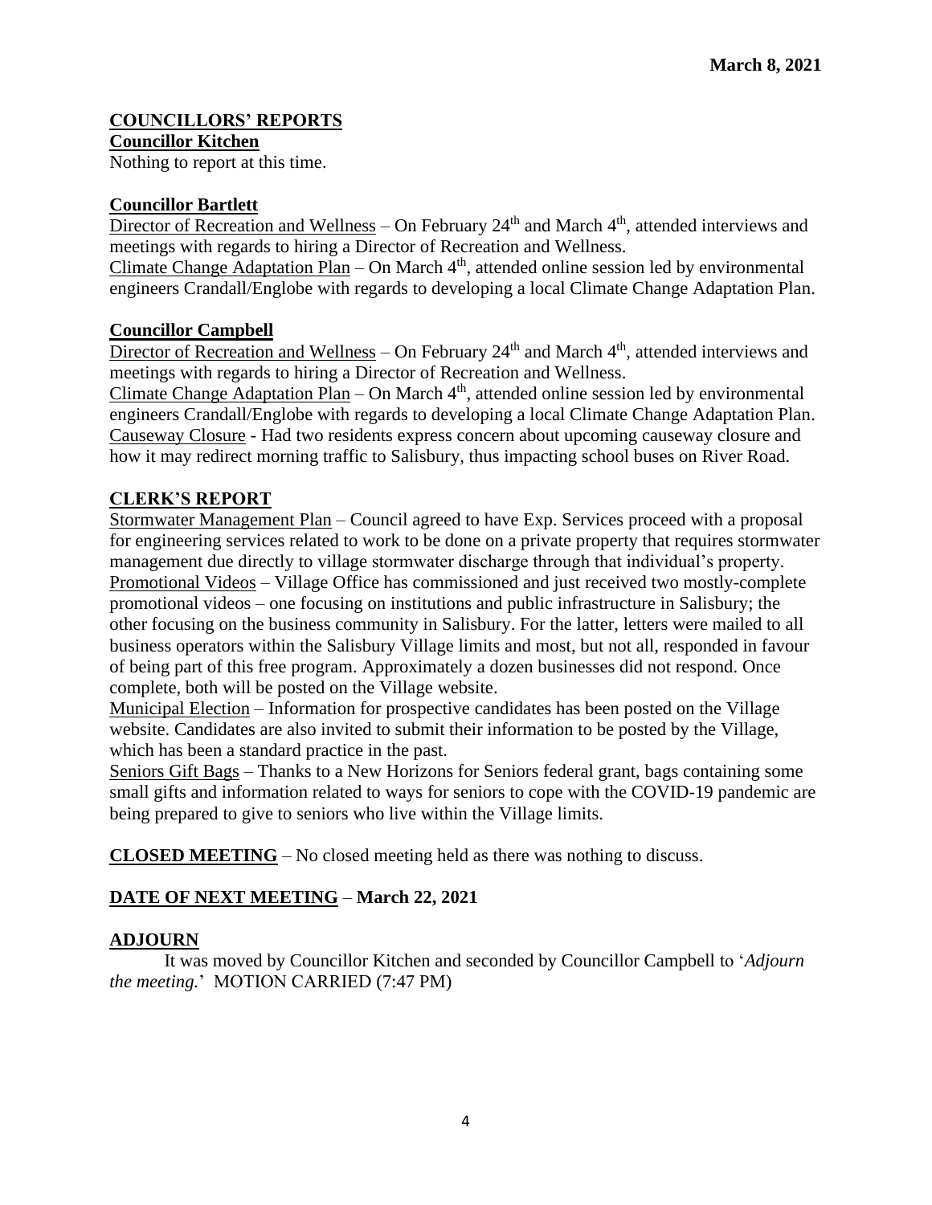**March 8, 2021**

## COUNCILLORS' REPORTS

### Councillor Kitchen

Nothing to report at this time.

### Councillor Bartlett

Director of Recreation and Wellness – On February 24th and March 4th, attended interviews and meetings with regards to hiring a Director of Recreation and Wellness.
Climate Change Adaptation Plan – On March 4th, attended online session led by environmental engineers Crandall/Englobe with regards to developing a local Climate Change Adaptation Plan.

### Councillor Campbell

Director of Recreation and Wellness – On February 24th and March 4th, attended interviews and meetings with regards to hiring a Director of Recreation and Wellness.
Climate Change Adaptation Plan – On March 4th, attended online session led by environmental engineers Crandall/Englobe with regards to developing a local Climate Change Adaptation Plan.
Causeway Closure - Had two residents express concern about upcoming causeway closure and how it may redirect morning traffic to Salisbury, thus impacting school buses on River Road.

## CLERK'S REPORT

Stormwater Management Plan – Council agreed to have Exp. Services proceed with a proposal for engineering services related to work to be done on a private property that requires stormwater management due directly to village stormwater discharge through that individual's property.
Promotional Videos – Village Office has commissioned and just received two mostly-complete promotional videos – one focusing on institutions and public infrastructure in Salisbury; the other focusing on the business community in Salisbury. For the latter, letters were mailed to all business operators within the Salisbury Village limits and most, but not all, responded in favour of being part of this free program. Approximately a dozen businesses did not respond. Once complete, both will be posted on the Village website.
Municipal Election – Information for prospective candidates has been posted on the Village website. Candidates are also invited to submit their information to be posted by the Village, which has been a standard practice in the past.
Seniors Gift Bags – Thanks to a New Horizons for Seniors federal grant, bags containing some small gifts and information related to ways for seniors to cope with the COVID-19 pandemic are being prepared to give to seniors who live within the Village limits.

**CLOSED MEETING** – No closed meeting held as there was nothing to discuss.

## DATE OF NEXT MEETING – March 22, 2021

## ADJOURN

It was moved by Councillor Kitchen and seconded by Councillor Campbell to '*Adjourn the meeting.*' MOTION CARRIED (7:47 PM)